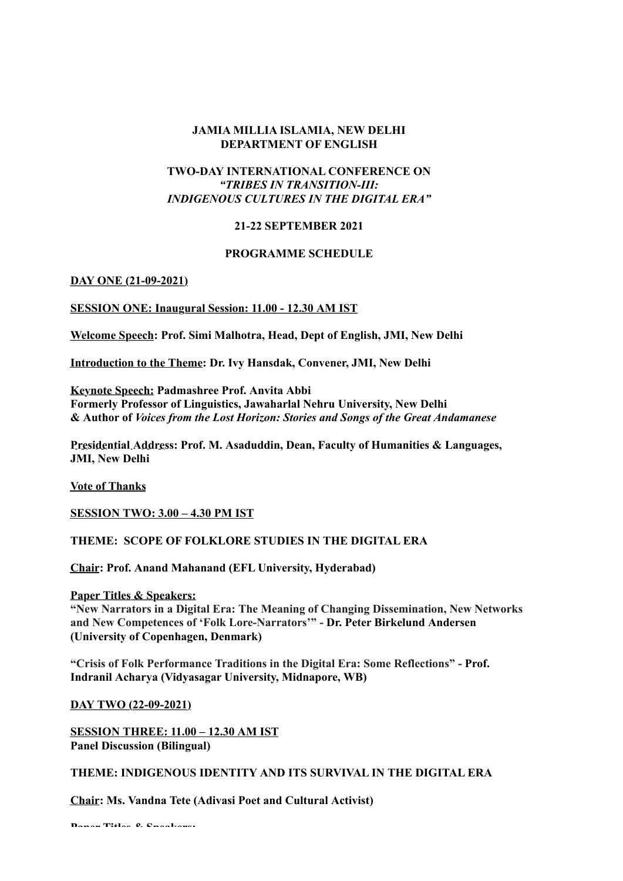**JAMIA MILLIA ISLAMIA, NEW DELHI**
**DEPARTMENT OF ENGLISH**

**TWO-DAY INTERNATIONAL CONFERENCE ON**
***"TRIBES IN TRANSITION-III:***
***INDIGENOUS CULTURES IN THE DIGITAL ERA"***

**21-22 SEPTEMBER 2021**

**PROGRAMME SCHEDULE**

**DAY ONE (21-09-2021)**

**SESSION ONE: Inaugural Session: 11.00 - 12.30 AM IST**

**Welcome Speech: Prof. Simi Malhotra, Head, Dept of English, JMI, New Delhi**

**Introduction to the Theme: Dr. Ivy Hansdak, Convener, JMI, New Delhi**

**Keynote Speech: Padmashree Prof. Anvita Abbi**
**Formerly Professor of Linguistics, Jawaharlal Nehru University, New Delhi**
**& Author of *Voices from the Lost Horizon: Stories and Songs of the Great Andamanese***

**Presidential Address: Prof. M. Asaduddin, Dean, Faculty of Humanities & Languages, JMI, New Delhi**

**Vote of Thanks**

**SESSION TWO: 3.00 – 4.30 PM IST**

**THEME: SCOPE OF FOLKLORE STUDIES IN THE DIGITAL ERA**

**Chair: Prof. Anand Mahanand (EFL University, Hyderabad)**

**Paper Titles & Speakers:**
**"New Narrators in a Digital Era: The Meaning of Changing Dissemination, New Networks and New Competences of 'Folk Lore-Narrators'" - Dr. Peter Birkelund Andersen (University of Copenhagen, Denmark)**

**"Crisis of Folk Performance Traditions in the Digital Era: Some Reflections" - Prof. Indranil Acharya (Vidyasagar University, Midnapore, WB)**

**DAY TWO (22-09-2021)**

**SESSION THREE: 11.00 – 12.30 AM IST**
**Panel Discussion (Bilingual)**

**THEME: INDIGENOUS IDENTITY AND ITS SURVIVAL IN THE DIGITAL ERA**

**Chair: Ms. Vandna Tete (Adivasi Poet and Cultural Activist)**

**Paper Titles & Speakers:**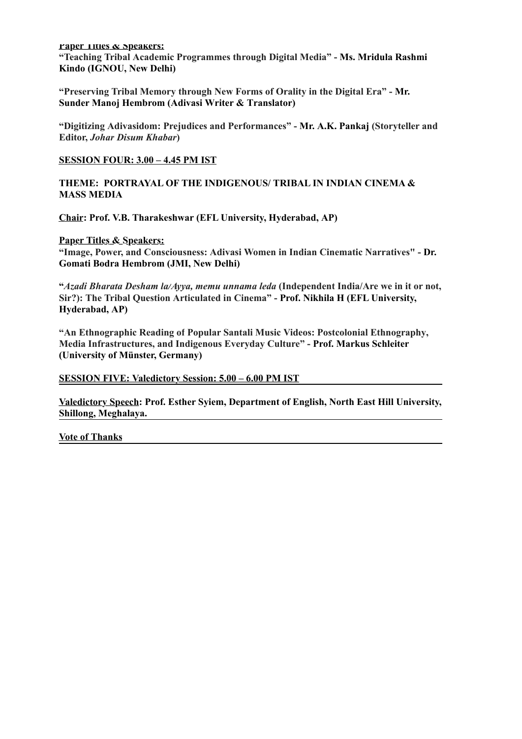**Paper Titles & Speakers:**

**"Teaching Tribal Academic Programmes through Digital Media" - Ms. Mridula Rashmi Kindo (IGNOU, New Delhi)**

**"Preserving Tribal Memory through New Forms of Orality in the Digital Era" - Mr. Sunder Manoj Hembrom (Adivasi Writer & Translator)**

**"Digitizing Adivasidom: Prejudices and Performances" - Mr. A.K. Pankaj (Storyteller and Editor, *Johar Disum Khabar*)**

**SESSION FOUR: 3.00 – 4.45 PM IST**

**THEME: PORTRAYAL OF THE INDIGENOUS/ TRIBAL IN INDIAN CINEMA & MASS MEDIA**

**Chair: Prof. V.B. Tharakeshwar (EFL University, Hyderabad, AP)**

**Paper Titles & Speakers:**

**"Image, Power, and Consciousness: Adivasi Women in Indian Cinematic Narratives" - Dr. Gomati Bodra Hembrom (JMI, New Delhi)**

**"*Azadi Bharata Desham la/Ayya, memu unnama leda* (Independent India/Are we in it or not, Sir?): The Tribal Question Articulated in Cinema" - Prof. Nikhila H (EFL University, Hyderabad, AP)**

**"An Ethnographic Reading of Popular Santali Music Videos: Postcolonial Ethnography, Media Infrastructures, and Indigenous Everyday Culture" - Prof. Markus Schleiter (University of Münster, Germany)**

**SESSION FIVE: Valedictory Session: 5.00 – 6.00 PM IST**

**Valedictory Speech: Prof. Esther Syiem, Department of English, North East Hill University, Shillong, Meghalaya.**

**Vote of Thanks**